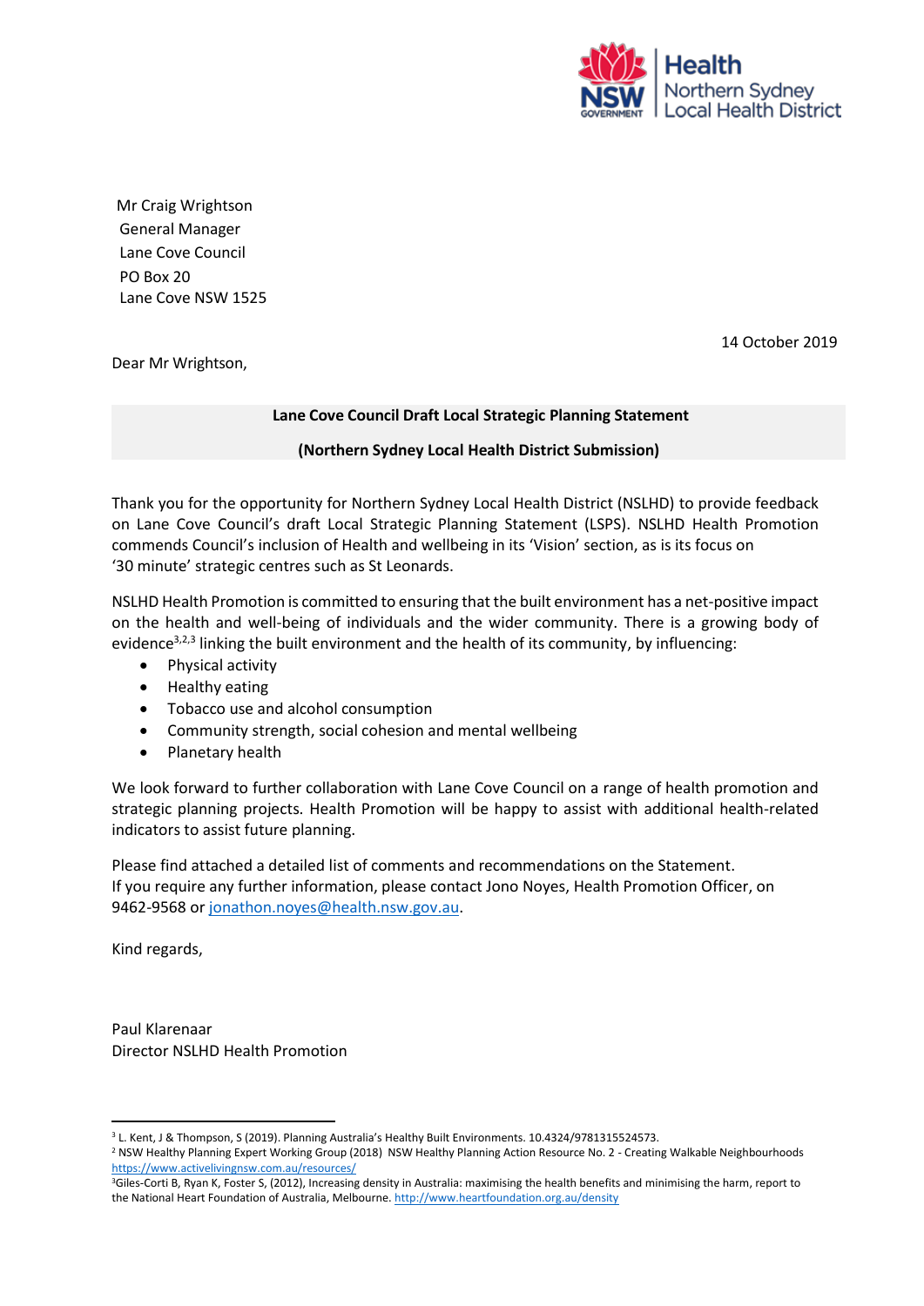Health
Northern Sydney
Local Health District

Mr Craig Wrightson
General Manager
Lane Cove Council
PO Box 20
Lane Cove NSW 1525

14 October 2019

Dear Mr Wrightson,

**Lane Cove Council Draft Local Strategic Planning Statement**

**(Northern Sydney Local Health District Submission)**

Thank you for the opportunity for Northern Sydney Local Health District (NSLHD) to provide feedback on Lane Cove Council's draft Local Strategic Planning Statement (LSPS). NSLHD Health Promotion commends Council's inclusion of Health and wellbeing in its 'Vision' section, as is its focus on '30 minute' strategic centres such as St Leonards.

NSLHD Health Promotion is committed to ensuring that the built environment has a net-positive impact on the health and well-being of individuals and the wider community. There is a growing body of evidence[3,2,3] linking the built environment and the health of its community, by influencing:

- Physical activity
- Healthy eating
- Tobacco use and alcohol consumption
- Community strength, social cohesion and mental wellbeing
- Planetary health

We look forward to further collaboration with Lane Cove Council on a range of health promotion and strategic planning projects. Health Promotion will be happy to assist with additional health-related indicators to assist future planning.

Please find attached a detailed list of comments and recommendations on the Statement.
If you require any further information, please contact Jono Noyes, Health Promotion Officer, on 9462-9568 or jonathon.noyes@health.nsw.gov.au.

Kind regards,

Paul Klarenaar
Director NSLHD Health Promotion

---

[3] L. Kent, J & Thompson, S (2019). Planning Australia's Healthy Built Environments. 10.4324/9781315524573.

[2] NSW Healthy Planning Expert Working Group (2018) NSW Healthy Planning Action Resource No. 2 - Creating Walkable Neighbourhoods https://www.activelivingnsw.com.au/resources/

[3] Giles-Corti B, Ryan K, Foster S, (2012), Increasing density in Australia: maximising the health benefits and minimising the harm, report to the National Heart Foundation of Australia, Melbourne. http://www.heartfoundation.org.au/density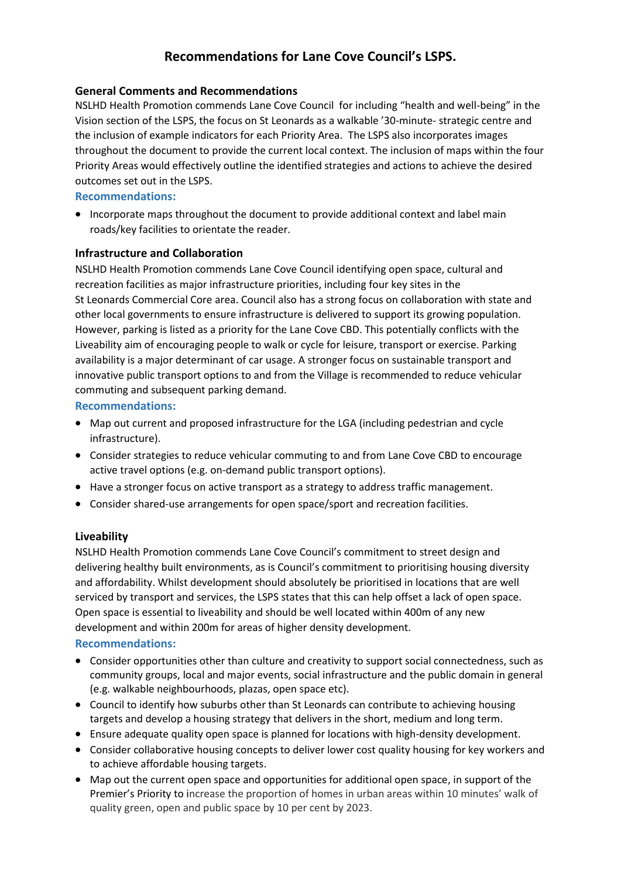# Recommendations for Lane Cove Council's LSPS.

### General Comments and Recommendations

NSLHD Health Promotion commends Lane Cove Council for including "health and well-being" in the Vision section of the LSPS, the focus on St Leonards as a walkable '30-minute- strategic centre and the inclusion of example indicators for each Priority Area. The LSPS also incorporates images throughout the document to provide the current local context. The inclusion of maps within the four Priority Areas would effectively outline the identified strategies and actions to achieve the desired outcomes set out in the LSPS.

**Recommendations:**

- Incorporate maps throughout the document to provide additional context and label main roads/key facilities to orientate the reader.

### Infrastructure and Collaboration

NSLHD Health Promotion commends Lane Cove Council identifying open space, cultural and recreation facilities as major infrastructure priorities, including four key sites in the St Leonards Commercial Core area. Council also has a strong focus on collaboration with state and other local governments to ensure infrastructure is delivered to support its growing population. However, parking is listed as a priority for the Lane Cove CBD. This potentially conflicts with the Liveability aim of encouraging people to walk or cycle for leisure, transport or exercise. Parking availability is a major determinant of car usage. A stronger focus on sustainable transport and innovative public transport options to and from the Village is recommended to reduce vehicular commuting and subsequent parking demand.

**Recommendations:**

- Map out current and proposed infrastructure for the LGA (including pedestrian and cycle infrastructure).
- Consider strategies to reduce vehicular commuting to and from Lane Cove CBD to encourage active travel options (e.g. on-demand public transport options).
- Have a stronger focus on active transport as a strategy to address traffic management.
- Consider shared-use arrangements for open space/sport and recreation facilities.

### Liveability

NSLHD Health Promotion commends Lane Cove Council's commitment to street design and delivering healthy built environments, as is Council's commitment to prioritising housing diversity and affordability. Whilst development should absolutely be prioritised in locations that are well serviced by transport and services, the LSPS states that this can help offset a lack of open space. Open space is essential to liveability and should be well located within 400m of any new development and within 200m for areas of higher density development.

**Recommendations:**

- Consider opportunities other than culture and creativity to support social connectedness, such as community groups, local and major events, social infrastructure and the public domain in general (e.g. walkable neighbourhoods, plazas, open space etc).
- Council to identify how suburbs other than St Leonards can contribute to achieving housing targets and develop a housing strategy that delivers in the short, medium and long term.
- Ensure adequate quality open space is planned for locations with high-density development.
- Consider collaborative housing concepts to deliver lower cost quality housing for key workers and to achieve affordable housing targets.
- Map out the current open space and opportunities for additional open space, in support of the Premier's Priority to increase the proportion of homes in urban areas within 10 minutes' walk of quality green, open and public space by 10 per cent by 2023.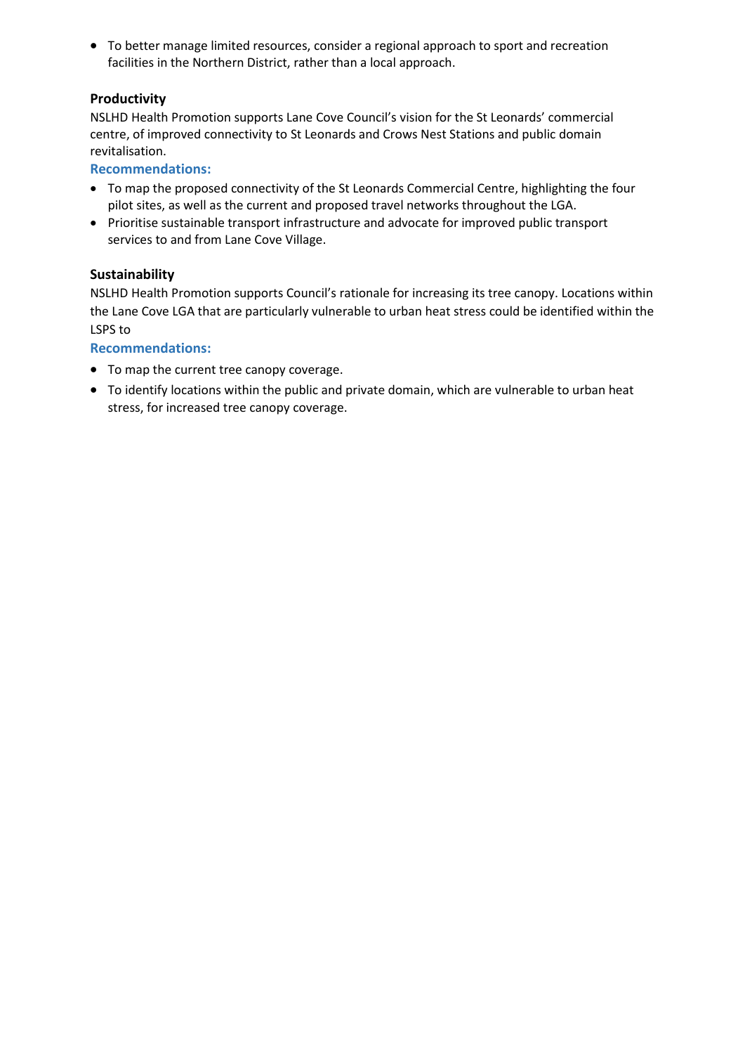- To better manage limited resources, consider a regional approach to sport and recreation facilities in the Northern District, rather than a local approach.

**Productivity**

NSLHD Health Promotion supports Lane Cove Council's vision for the St Leonards' commercial centre, of improved connectivity to St Leonards and Crows Nest Stations and public domain revitalisation.

**Recommendations:**

- To map the proposed connectivity of the St Leonards Commercial Centre, highlighting the four pilot sites, as well as the current and proposed travel networks throughout the LGA.
- Prioritise sustainable transport infrastructure and advocate for improved public transport services to and from Lane Cove Village.

**Sustainability**

NSLHD Health Promotion supports Council's rationale for increasing its tree canopy. Locations within the Lane Cove LGA that are particularly vulnerable to urban heat stress could be identified within the LSPS to

**Recommendations:**

- To map the current tree canopy coverage.
- To identify locations within the public and private domain, which are vulnerable to urban heat stress, for increased tree canopy coverage.